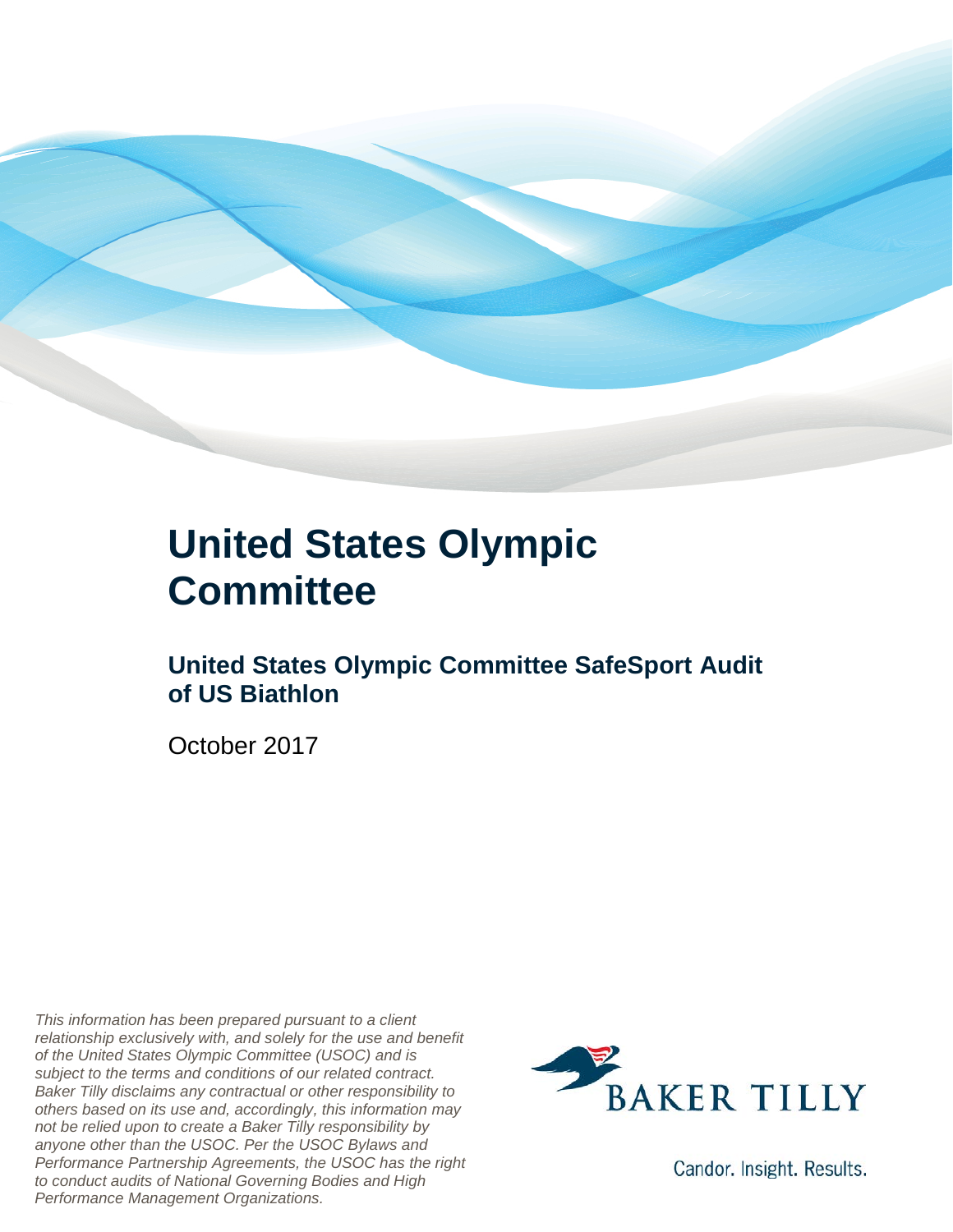# United States Olympic Committee

## United States Olympic Committee SafeSport Audit of US Biathlon

October 2017

*This information has been prepared pursuant to a client relationship exclusively with, and solely for the use and benefit of the United States Olympic Committee (USOC) and is subject to the terms and conditions of our related contract. Baker Tilly disclaims any contractual or other responsibility to others based on its use and, accordingly, this information may not be relied upon to create a Baker Tilly responsibility by anyone other than the USOC. Per the USOC Bylaws and Performance Partnership Agreements, the USOC has the right to conduct audits of National Governing Bodies and High Performance Management Organizations.*

BAKER TILLY

Candor. Insight. Results.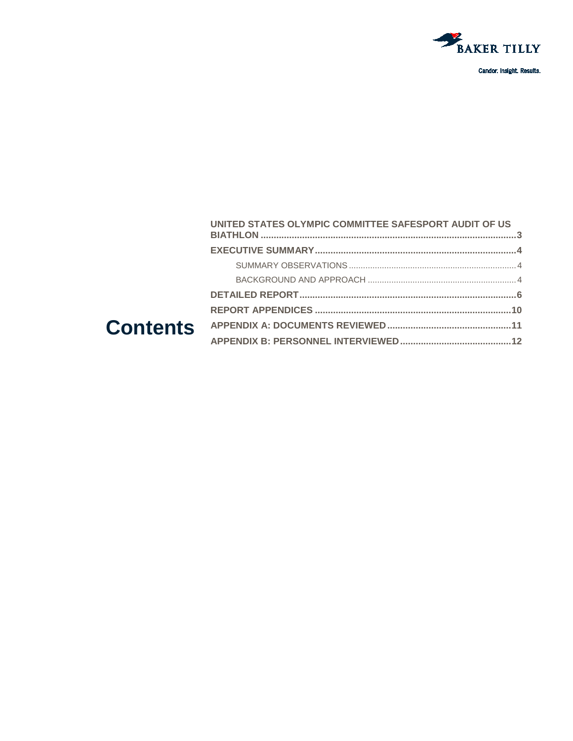# Contents

- **UNITED STATES OLYMPIC COMMITTEE SAFESPORT AUDIT OF US BIATHLON .......... 3**
- **EXECUTIVE SUMMARY .......... 4**
  - SUMMARY OBSERVATIONS .......... 4
  - BACKGROUND AND APPROACH .......... 4
- **DETAILED REPORT .......... 6**
- **REPORT APPENDICES .......... 10**
- **APPENDIX A: DOCUMENTS REVIEWED .......... 11**
- **APPENDIX B: PERSONNEL INTERVIEWED .......... 12**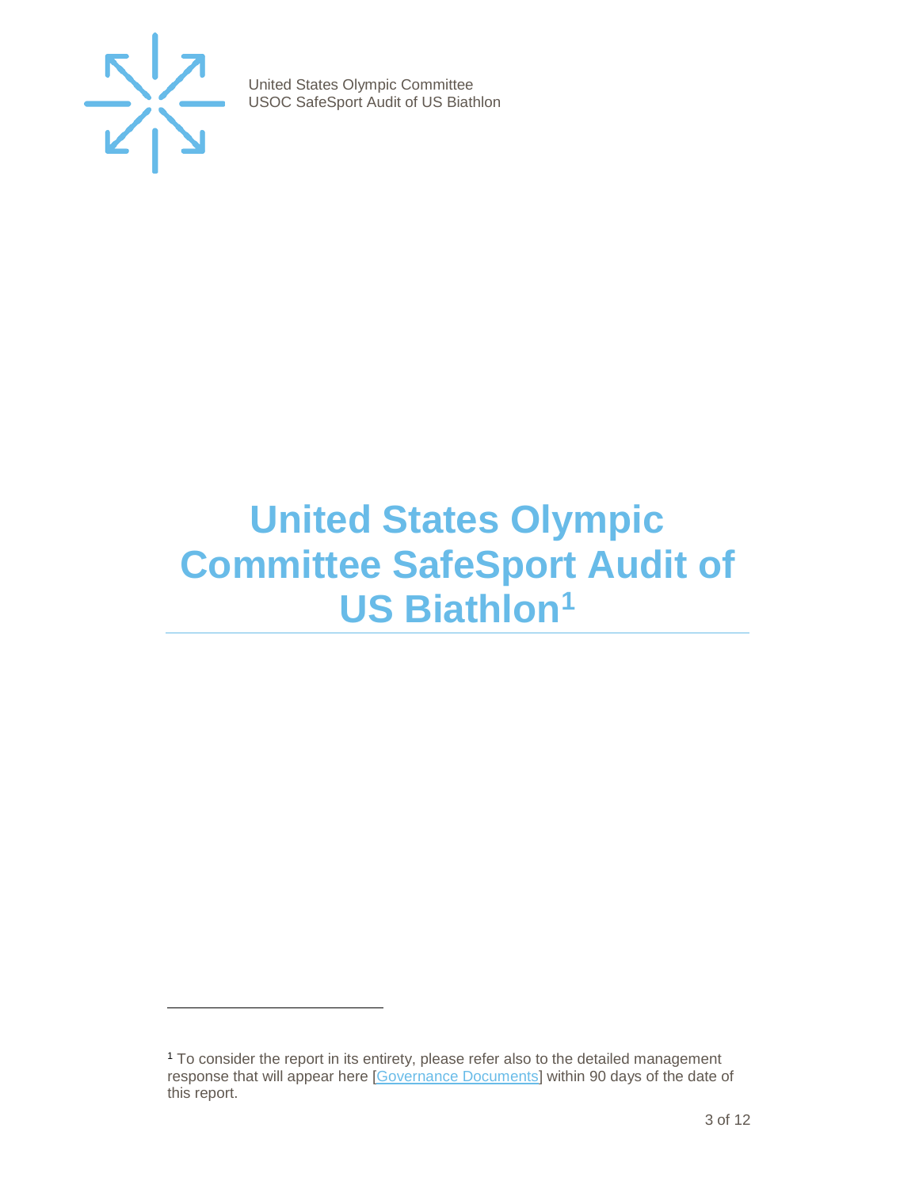# United States Olympic Committee SafeSport Audit of US Biathlon[1]

[1] To consider the report in its entirety, please refer also to the detailed management response that will appear here [Governance Documents] within 90 days of the date of this report.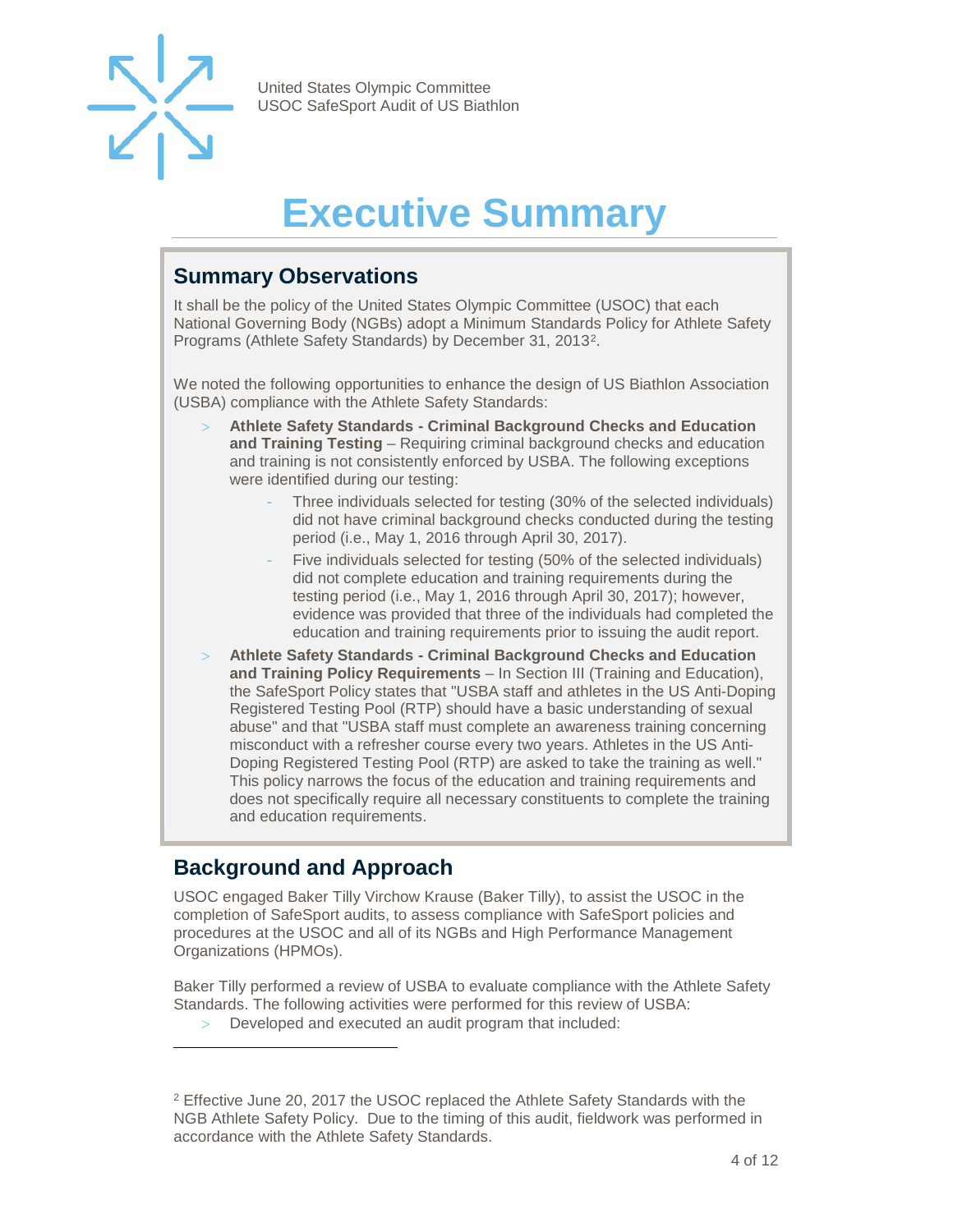# Executive Summary

## Summary Observations

It shall be the policy of the United States Olympic Committee (USOC) that each National Governing Body (NGBs) adopt a Minimum Standards Policy for Athlete Safety Programs (Athlete Safety Standards) by December 31, 2013[2].

We noted the following opportunities to enhance the design of US Biathlon Association (USBA) compliance with the Athlete Safety Standards:

- **Athlete Safety Standards - Criminal Background Checks and Education and Training Testing** – Requiring criminal background checks and education and training is not consistently enforced by USBA. The following exceptions were identified during our testing:
  - Three individuals selected for testing (30% of the selected individuals) did not have criminal background checks conducted during the testing period (i.e., May 1, 2016 through April 30, 2017).
  - Five individuals selected for testing (50% of the selected individuals) did not complete education and training requirements during the testing period (i.e., May 1, 2016 through April 30, 2017); however, evidence was provided that three of the individuals had completed the education and training requirements prior to issuing the audit report.
- **Athlete Safety Standards - Criminal Background Checks and Education and Training Policy Requirements** – In Section III (Training and Education), the SafeSport Policy states that "USBA staff and athletes in the US Anti-Doping Registered Testing Pool (RTP) should have a basic understanding of sexual abuse" and that "USBA staff must complete an awareness training concerning misconduct with a refresher course every two years. Athletes in the US Anti-Doping Registered Testing Pool (RTP) are asked to take the training as well." This policy narrows the focus of the education and training requirements and does not specifically require all necessary constituents to complete the training and education requirements.

## Background and Approach

USOC engaged Baker Tilly Virchow Krause (Baker Tilly), to assist the USOC in the completion of SafeSport audits, to assess compliance with SafeSport policies and procedures at the USOC and all of its NGBs and High Performance Management Organizations (HPMOs).

Baker Tilly performed a review of USBA to evaluate compliance with the Athlete Safety Standards. The following activities were performed for this review of USBA:

- Developed and executed an audit program that included:

---

[2] Effective June 20, 2017 the USOC replaced the Athlete Safety Standards with the NGB Athlete Safety Policy. Due to the timing of this audit, fieldwork was performed in accordance with the Athlete Safety Standards.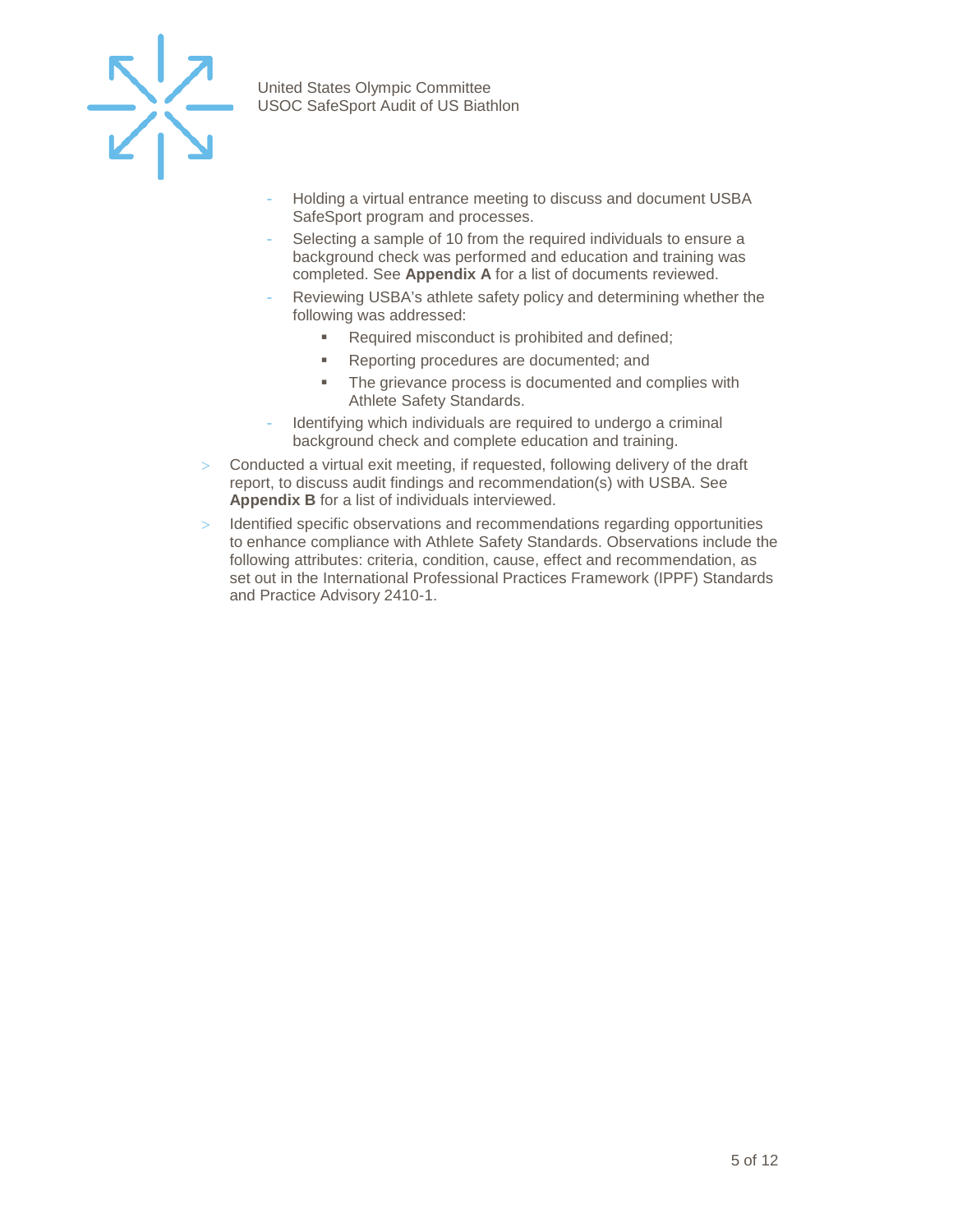- Holding a virtual entrance meeting to discuss and document USBA SafeSport program and processes.
  - Selecting a sample of 10 from the required individuals to ensure a background check was performed and education and training was completed. See **Appendix A** for a list of documents reviewed.
  - Reviewing USBA's athlete safety policy and determining whether the following was addressed:
    - Required misconduct is prohibited and defined;
    - Reporting procedures are documented; and
    - The grievance process is documented and complies with Athlete Safety Standards.
  - Identifying which individuals are required to undergo a criminal background check and complete education and training.
- Conducted a virtual exit meeting, if requested, following delivery of the draft report, to discuss audit findings and recommendation(s) with USBA. See **Appendix B** for a list of individuals interviewed.
- Identified specific observations and recommendations regarding opportunities to enhance compliance with Athlete Safety Standards. Observations include the following attributes: criteria, condition, cause, effect and recommendation, as set out in the International Professional Practices Framework (IPPF) Standards and Practice Advisory 2410-1.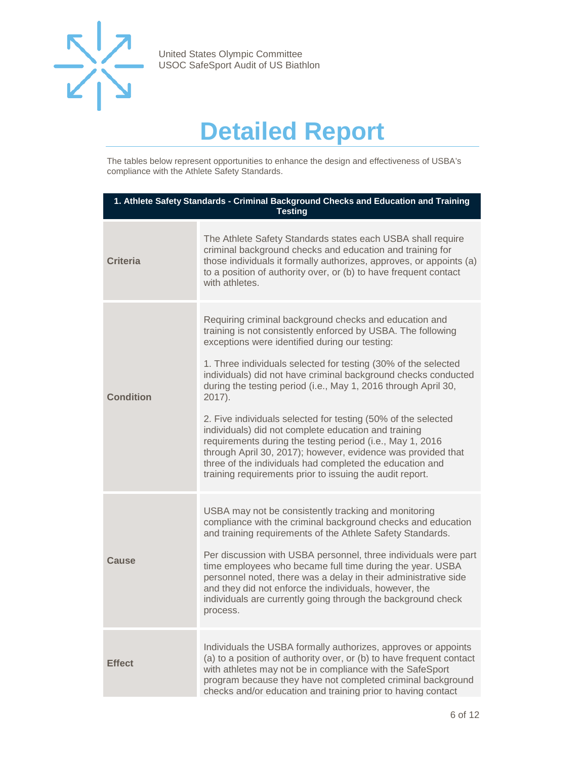# Detailed Report

The tables below represent opportunities to enhance the design and effectiveness of USBA's compliance with the Athlete Safety Standards.

| 1. Athlete Safety Standards - Criminal Background Checks and Education and Training Testing | |
|---|---|
| **Criteria** | The Athlete Safety Standards states each USBA shall require criminal background checks and education and training for those individuals it formally authorizes, approves, or appoints (a) to a position of authority over, or (b) to have frequent contact with athletes. |
| **Condition** | Requiring criminal background checks and education and training is not consistently enforced by USBA. The following exceptions were identified during our testing:<br><br>1. Three individuals selected for testing (30% of the selected individuals) did not have criminal background checks conducted during the testing period (i.e., May 1, 2016 through April 30, 2017).<br><br>2. Five individuals selected for testing (50% of the selected individuals) did not complete education and training requirements during the testing period (i.e., May 1, 2016 through April 30, 2017); however, evidence was provided that three of the individuals had completed the education and training requirements prior to issuing the audit report. |
| **Cause** | USBA may not be consistently tracking and monitoring compliance with the criminal background checks and education and training requirements of the Athlete Safety Standards.<br><br>Per discussion with USBA personnel, three individuals were part time employees who became full time during the year. USBA personnel noted, there was a delay in their administrative side and they did not enforce the individuals, however, the individuals are currently going through the background check process. |
| **Effect** | Individuals the USBA formally authorizes, approves or appoints (a) to a position of authority over, or (b) to have frequent contact with athletes may not be in compliance with the SafeSport program because they have not completed criminal background checks and/or education and training prior to having contact |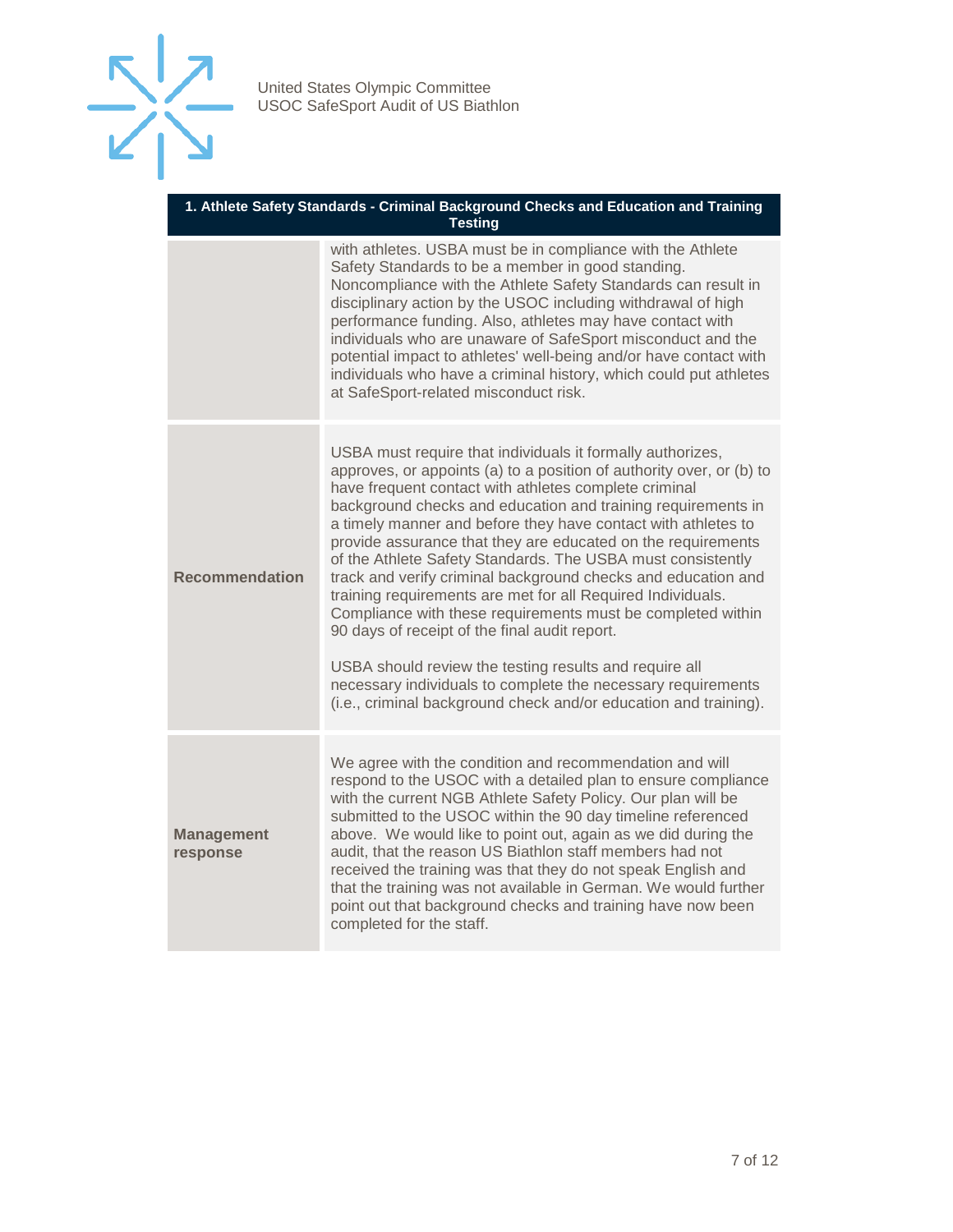| 1. Athlete Safety Standards - Criminal Background Checks and Education and Training Testing | |
|---|---|
| | with athletes. USBA must be in compliance with the Athlete Safety Standards to be a member in good standing. Noncompliance with the Athlete Safety Standards can result in disciplinary action by the USOC including withdrawal of high performance funding. Also, athletes may have contact with individuals who are unaware of SafeSport misconduct and the potential impact to athletes' well-being and/or have contact with individuals who have a criminal history, which could put athletes at SafeSport-related misconduct risk. |
| **Recommendation** | USBA must require that individuals it formally authorizes, approves, or appoints (a) to a position of authority over, or (b) to have frequent contact with athletes complete criminal background checks and education and training requirements in a timely manner and before they have contact with athletes to provide assurance that they are educated on the requirements of the Athlete Safety Standards. The USBA must consistently track and verify criminal background checks and education and training requirements are met for all Required Individuals. Compliance with these requirements must be completed within 90 days of receipt of the final audit report.<br><br>USBA should review the testing results and require all necessary individuals to complete the necessary requirements (i.e., criminal background check and/or education and training). |
| **Management response** | We agree with the condition and recommendation and will respond to the USOC with a detailed plan to ensure compliance with the current NGB Athlete Safety Policy. Our plan will be submitted to the USOC within the 90 day timeline referenced above. We would like to point out, again as we did during the audit, that the reason US Biathlon staff members had not received the training was that they do not speak English and that the training was not available in German. We would further point out that background checks and training have now been completed for the staff. |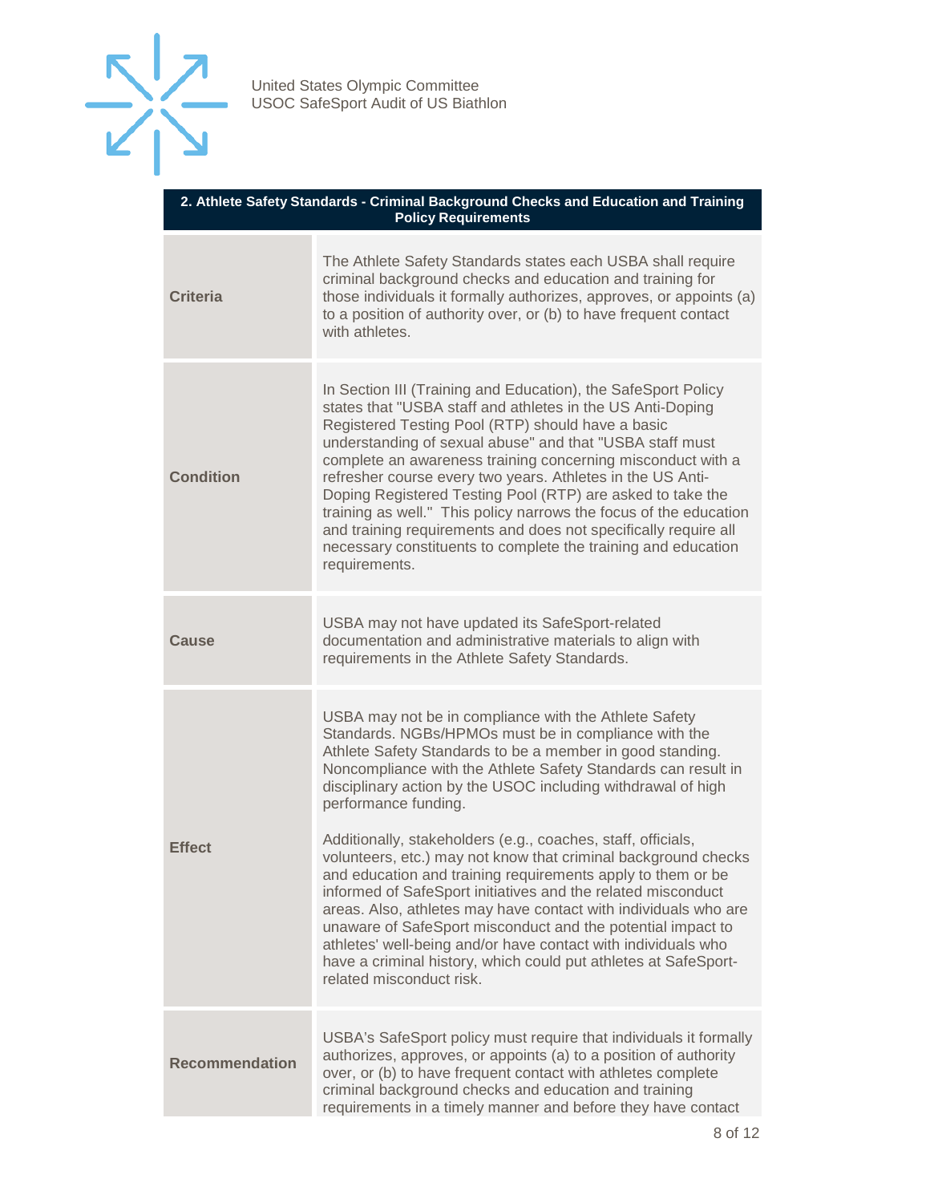| 2. Athlete Safety Standards - Criminal Background Checks and Education and Training Policy Requirements | |
|---|---|
| **Criteria** | The Athlete Safety Standards states each USBA shall require criminal background checks and education and training for those individuals it formally authorizes, approves, or appoints (a) to a position of authority over, or (b) to have frequent contact with athletes. |
| **Condition** | In Section III (Training and Education), the SafeSport Policy states that "USBA staff and athletes in the US Anti-Doping Registered Testing Pool (RTP) should have a basic understanding of sexual abuse" and that "USBA staff must complete an awareness training concerning misconduct with a refresher course every two years. Athletes in the US Anti-Doping Registered Testing Pool (RTP) are asked to take the training as well." This policy narrows the focus of the education and training requirements and does not specifically require all necessary constituents to complete the training and education requirements. |
| **Cause** | USBA may not have updated its SafeSport-related documentation and administrative materials to align with requirements in the Athlete Safety Standards. |
| **Effect** | USBA may not be in compliance with the Athlete Safety Standards. NGBs/HPMOs must be in compliance with the Athlete Safety Standards to be a member in good standing. Noncompliance with the Athlete Safety Standards can result in disciplinary action by the USOC including withdrawal of high performance funding.<br><br>Additionally, stakeholders (e.g., coaches, staff, officials, volunteers, etc.) may not know that criminal background checks and education and training requirements apply to them or be informed of SafeSport initiatives and the related misconduct areas. Also, athletes may have contact with individuals who are unaware of SafeSport misconduct and the potential impact to athletes' well-being and/or have contact with individuals who have a criminal history, which could put athletes at SafeSport-related misconduct risk. |
| **Recommendation** | USBA's SafeSport policy must require that individuals it formally authorizes, approves, or appoints (a) to a position of authority over, or (b) to have frequent contact with athletes complete criminal background checks and education and training requirements in a timely manner and before they have contact |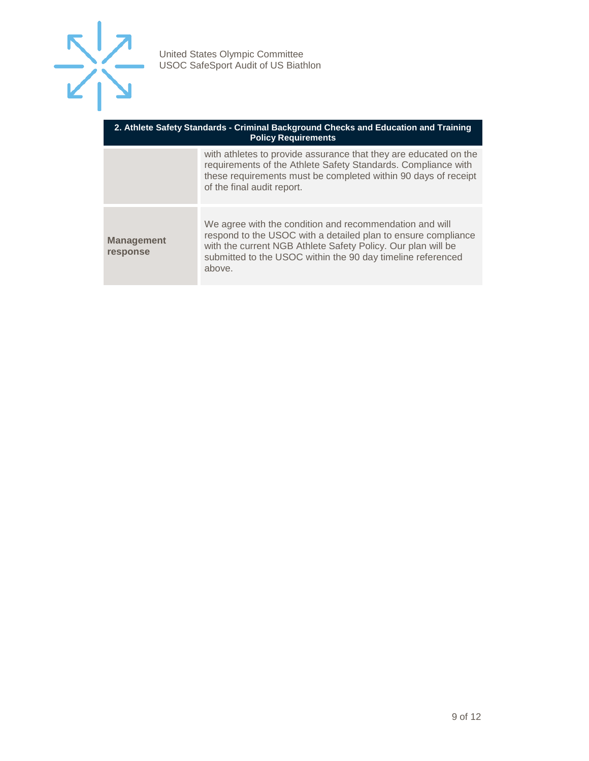| 2. Athlete Safety Standards - Criminal Background Checks and Education and Training Policy Requirements | |
|---|---|
| | with athletes to provide assurance that they are educated on the requirements of the Athlete Safety Standards. Compliance with these requirements must be completed within 90 days of receipt of the final audit report. |
| **Management response** | We agree with the condition and recommendation and will respond to the USOC with a detailed plan to ensure compliance with the current NGB Athlete Safety Policy. Our plan will be submitted to the USOC within the 90 day timeline referenced above. |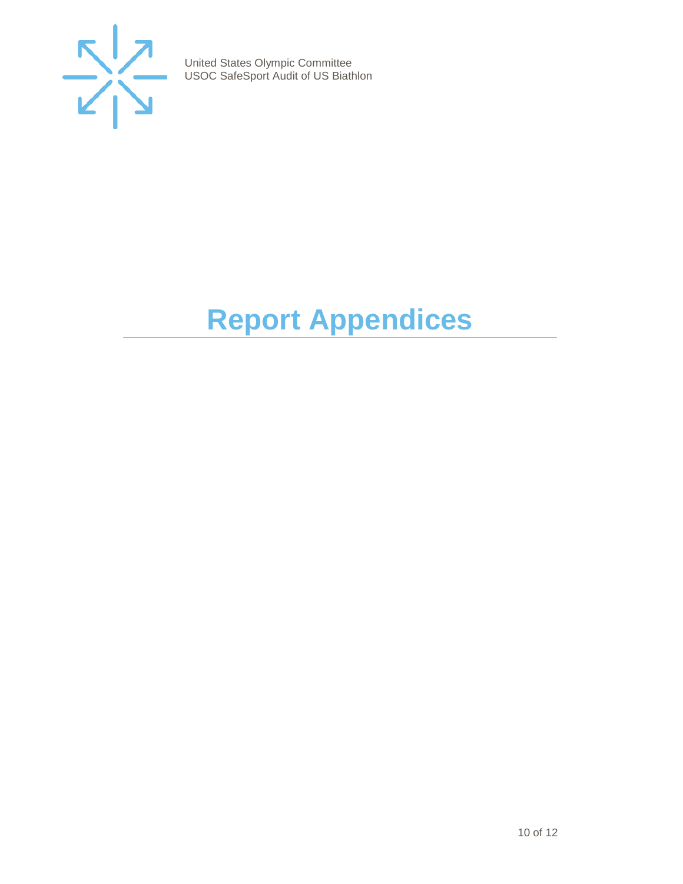# Report Appendices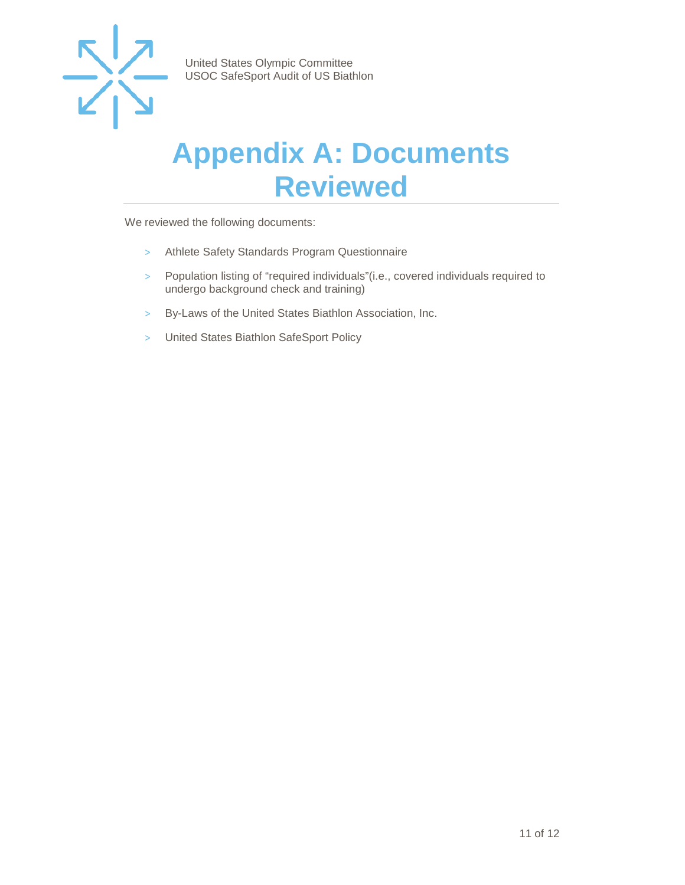# Appendix A: Documents Reviewed

We reviewed the following documents:

- Athlete Safety Standards Program Questionnaire
- Population listing of “required individuals”(i.e., covered individuals required to undergo background check and training)
- By-Laws of the United States Biathlon Association, Inc.
- United States Biathlon SafeSport Policy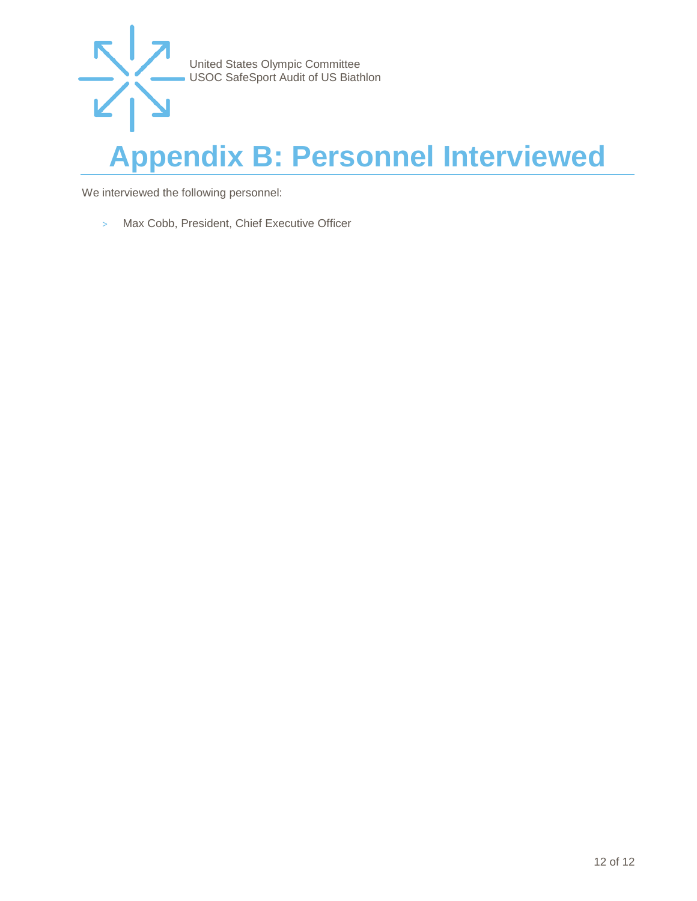# Appendix B: Personnel Interviewed

We interviewed the following personnel:

- Max Cobb, President, Chief Executive Officer